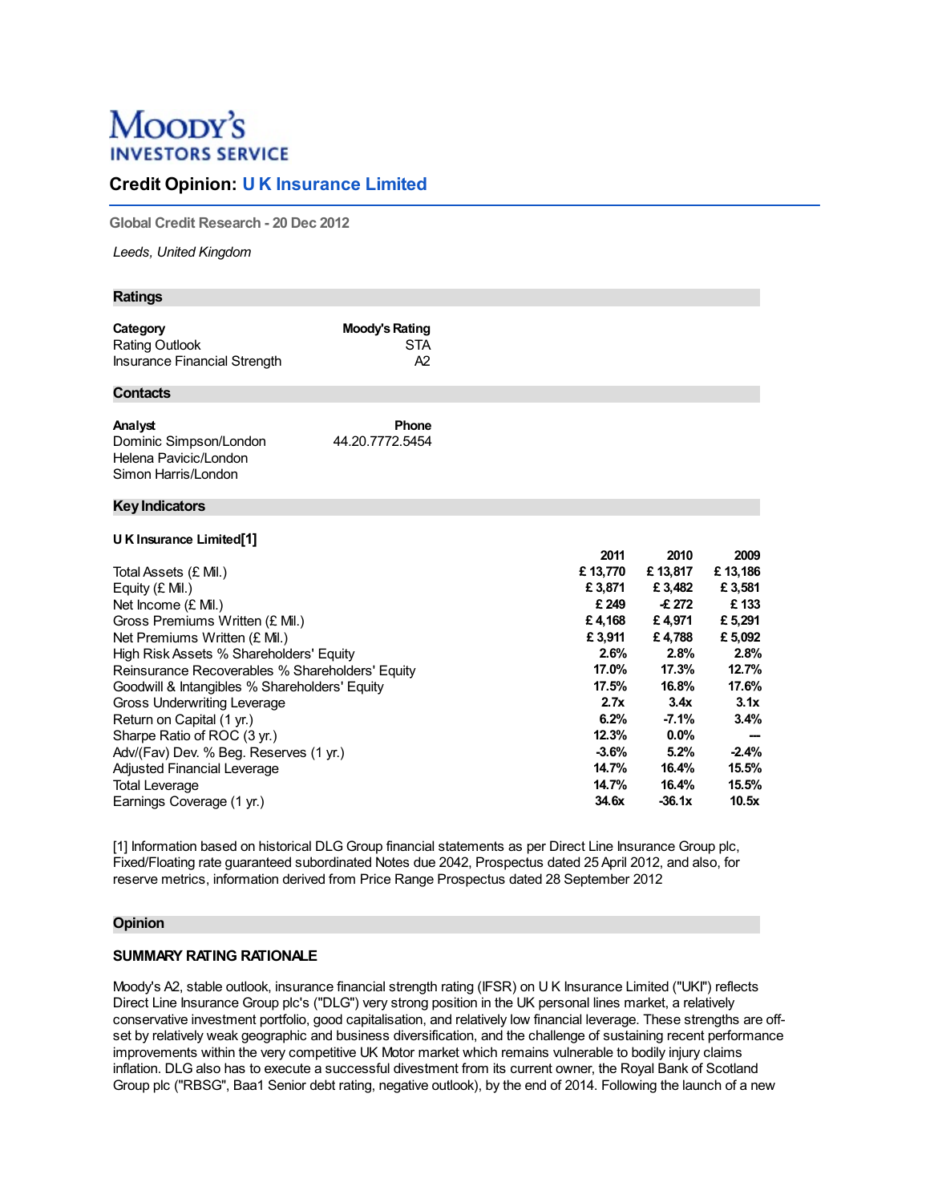Moody's INVESTORS SERVICE

# Credit Opinion: U K Insurance Limited

**Global Credit Research - 20 Dec 2012**

*Leeds, United Kingdom*

## Ratings

| Category | Moody's Rating |
|---|---|
| Rating Outlook | STA |
| Insurance Financial Strength | A2 |

## Contacts

| Analyst | Phone |
|---|---|
| Dominic Simpson/London | 44.20.7772.5454 |
| Helena Pavicic/London | |
| Simon Harris/London | |

## Key Indicators

**U K Insurance Limited[1]**

| | 2011 | 2010 | 2009 |
|---|---|---|---|
| Total Assets (£ Mil.) | £ 13,770 | £ 13,817 | £ 13,186 |
| Equity (£ Mil.) | £ 3,871 | £ 3,482 | £ 3,581 |
| Net Income (£ Mil.) | £ 249 | -£ 272 | £ 133 |
| Gross Premiums Written (£ Mil.) | £ 4,168 | £ 4,971 | £ 5,291 |
| Net Premiums Written (£ Mil.) | £ 3,911 | £ 4,788 | £ 5,092 |
| High Risk Assets % Shareholders' Equity | 2.6% | 2.8% | 2.8% |
| Reinsurance Recoverables % Shareholders' Equity | 17.0% | 17.3% | 12.7% |
| Goodwill & Intangibles % Shareholders' Equity | 17.5% | 16.8% | 17.6% |
| Gross Underwriting Leverage | 2.7x | 3.4x | 3.1x |
| Return on Capital (1 yr.) | 6.2% | -7.1% | 3.4% |
| Sharpe Ratio of ROC (3 yr.) | 12.3% | 0.0% | --- |
| Adv/(Fav) Dev. % Beg. Reserves (1 yr.) | -3.6% | 5.2% | -2.4% |
| Adjusted Financial Leverage | 14.7% | 16.4% | 15.5% |
| Total Leverage | 14.7% | 16.4% | 15.5% |
| Earnings Coverage (1 yr.) | 34.6x | -36.1x | 10.5x |

[1] Information based on historical DLG Group financial statements as per Direct Line Insurance Group plc, Fixed/Floating rate guaranteed subordinated Notes due 2042, Prospectus dated 25 April 2012, and also, for reserve metrics, information derived from Price Range Prospectus dated 28 September 2012

## Opinion

### SUMMARY RATING RATIONALE

Moody's A2, stable outlook, insurance financial strength rating (IFSR) on U K Insurance Limited ("UKI") reflects Direct Line Insurance Group plc's ("DLG") very strong position in the UK personal lines market, a relatively conservative investment portfolio, good capitalisation, and relatively low financial leverage. These strengths are off-set by relatively weak geographic and business diversification, and the challenge of sustaining recent performance improvements within the very competitive UK Motor market which remains vulnerable to bodily injury claims inflation. DLG also has to execute a successful divestment from its current owner, the Royal Bank of Scotland Group plc ("RBSG", Baa1 Senior debt rating, negative outlook), by the end of 2014. Following the launch of a new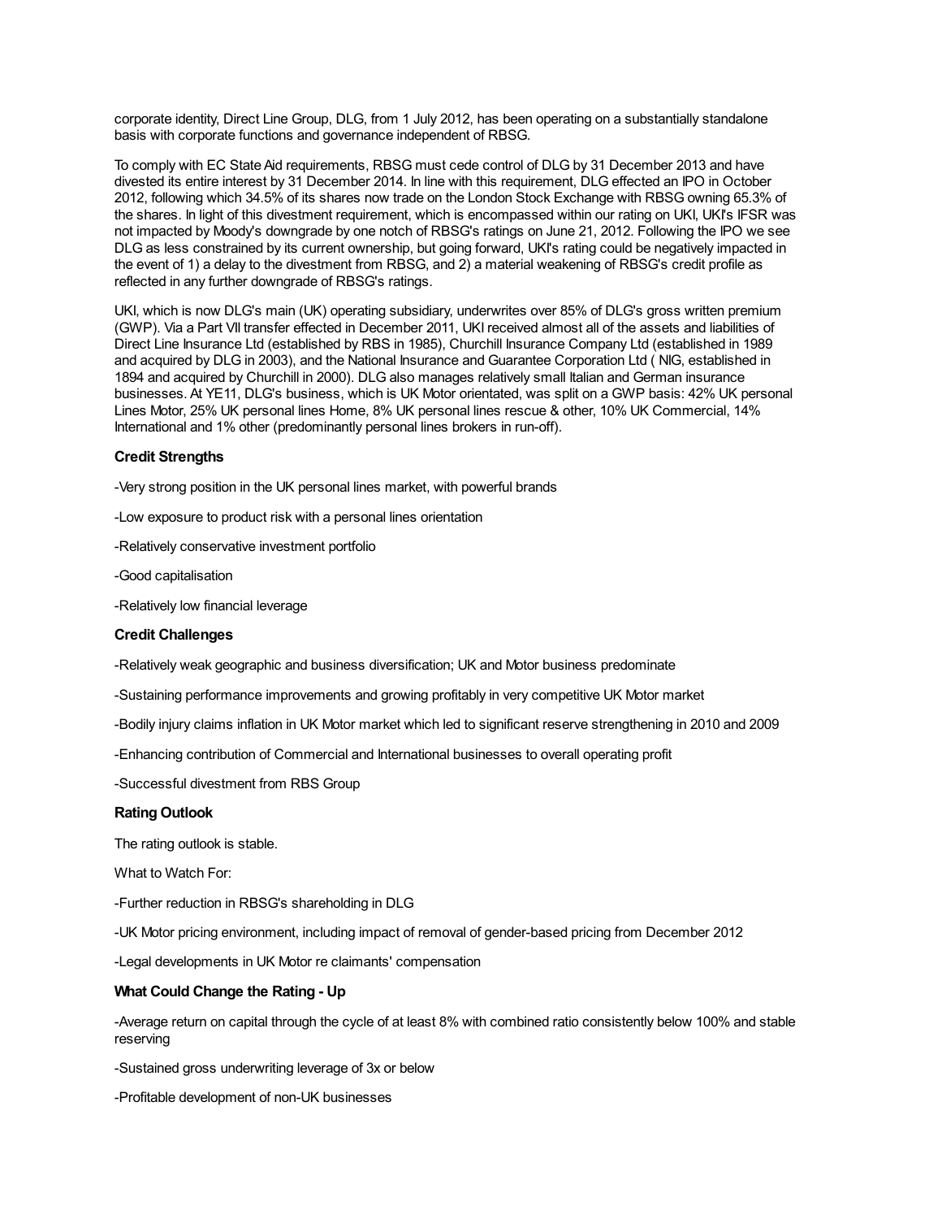corporate identity, Direct Line Group, DLG, from 1 July 2012, has been operating on a substantially standalone basis with corporate functions and governance independent of RBSG.

To comply with EC State Aid requirements, RBSG must cede control of DLG by 31 December 2013 and have divested its entire interest by 31 December 2014. In line with this requirement, DLG effected an IPO in October 2012, following which 34.5% of its shares now trade on the London Stock Exchange with RBSG owning 65.3% of the shares. In light of this divestment requirement, which is encompassed within our rating on UKI, UKI's IFSR was not impacted by Moody's downgrade by one notch of RBSG's ratings on June 21, 2012. Following the IPO we see DLG as less constrained by its current ownership, but going forward, UKI's rating could be negatively impacted in the event of 1) a delay to the divestment from RBSG, and 2) a material weakening of RBSG's credit profile as reflected in any further downgrade of RBSG's ratings.

UKI, which is now DLG's main (UK) operating subsidiary, underwrites over 85% of DLG's gross written premium (GWP). Via a Part VII transfer effected in December 2011, UKI received almost all of the assets and liabilities of Direct Line Insurance Ltd (established by RBS in 1985), Churchill Insurance Company Ltd (established in 1989 and acquired by DLG in 2003), and the National Insurance and Guarantee Corporation Ltd ( NIG, established in 1894 and acquired by Churchill in 2000). DLG also manages relatively small Italian and German insurance businesses. At YE11, DLG's business, which is UK Motor orientated, was split on a GWP basis: 42% UK personal Lines Motor, 25% UK personal lines Home, 8% UK personal lines rescue & other, 10% UK Commercial, 14% International and 1% other (predominantly personal lines brokers in run-off).

**Credit Strengths**

-Very strong position in the UK personal lines market, with powerful brands

-Low exposure to product risk with a personal lines orientation

-Relatively conservative investment portfolio

-Good capitalisation

-Relatively low financial leverage

**Credit Challenges**

-Relatively weak geographic and business diversification; UK and Motor business predominate

-Sustaining performance improvements and growing profitably in very competitive UK Motor market

-Bodily injury claims inflation in UK Motor market which led to significant reserve strengthening in 2010 and 2009

-Enhancing contribution of Commercial and International businesses to overall operating profit

-Successful divestment from RBS Group

**Rating Outlook**

The rating outlook is stable.

What to Watch For:

-Further reduction in RBSG's shareholding in DLG

-UK Motor pricing environment, including impact of removal of gender-based pricing from December 2012

-Legal developments in UK Motor re claimants' compensation

**What Could Change the Rating - Up**

-Average return on capital through the cycle of at least 8% with combined ratio consistently below 100% and stable reserving

-Sustained gross underwriting leverage of 3x or below

-Profitable development of non-UK businesses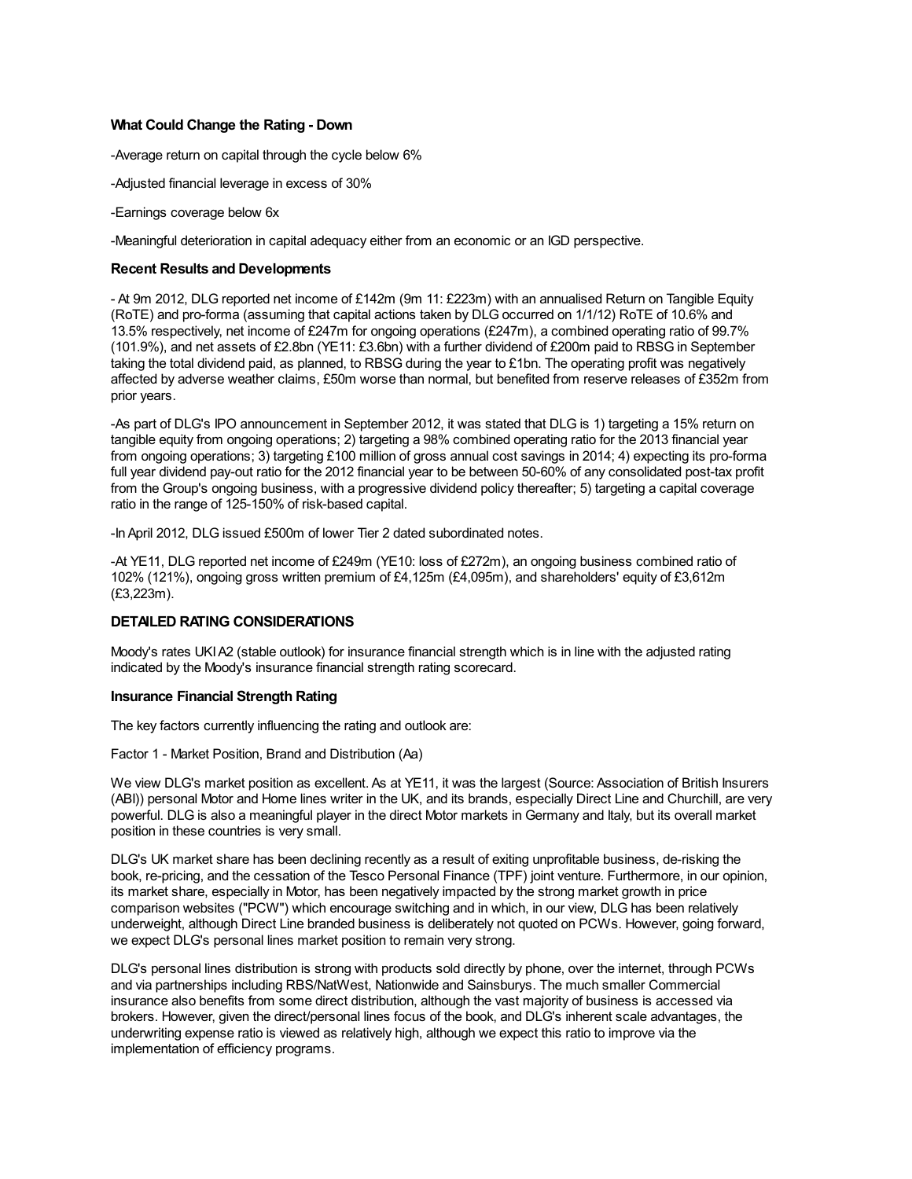**What Could Change the Rating - Down**

-Average return on capital through the cycle below 6%

-Adjusted financial leverage in excess of 30%

-Earnings coverage below 6x

-Meaningful deterioration in capital adequacy either from an economic or an IGD perspective.

**Recent Results and Developments**

- At 9m 2012, DLG reported net income of £142m (9m 11: £223m) with an annualised Return on Tangible Equity (RoTE) and pro-forma (assuming that capital actions taken by DLG occurred on 1/1/12) RoTE of 10.6% and 13.5% respectively, net income of £247m for ongoing operations (£247m), a combined operating ratio of 99.7% (101.9%), and net assets of £2.8bn (YE11: £3.6bn) with a further dividend of £200m paid to RBSG in September taking the total dividend paid, as planned, to RBSG during the year to £1bn. The operating profit was negatively affected by adverse weather claims, £50m worse than normal, but benefited from reserve releases of £352m from prior years.

-As part of DLG's IPO announcement in September 2012, it was stated that DLG is 1) targeting a 15% return on tangible equity from ongoing operations; 2) targeting a 98% combined operating ratio for the 2013 financial year from ongoing operations; 3) targeting £100 million of gross annual cost savings in 2014; 4) expecting its pro-forma full year dividend pay-out ratio for the 2012 financial year to be between 50-60% of any consolidated post-tax profit from the Group's ongoing business, with a progressive dividend policy thereafter; 5) targeting a capital coverage ratio in the range of 125-150% of risk-based capital.

-In April 2012, DLG issued £500m of lower Tier 2 dated subordinated notes.

-At YE11, DLG reported net income of £249m (YE10: loss of £272m), an ongoing business combined ratio of 102% (121%), ongoing gross written premium of £4,125m (£4,095m), and shareholders' equity of £3,612m (£3,223m).

**DETAILED RATING CONSIDERATIONS**

Moody's rates UKI A2 (stable outlook) for insurance financial strength which is in line with the adjusted rating indicated by the Moody's insurance financial strength rating scorecard.

**Insurance Financial Strength Rating**

The key factors currently influencing the rating and outlook are:

Factor 1 - Market Position, Brand and Distribution (Aa)

We view DLG's market position as excellent. As at YE11, it was the largest (Source: Association of British Insurers (ABI)) personal Motor and Home lines writer in the UK, and its brands, especially Direct Line and Churchill, are very powerful. DLG is also a meaningful player in the direct Motor markets in Germany and Italy, but its overall market position in these countries is very small.

DLG's UK market share has been declining recently as a result of exiting unprofitable business, de-risking the book, re-pricing, and the cessation of the Tesco Personal Finance (TPF) joint venture. Furthermore, in our opinion, its market share, especially in Motor, has been negatively impacted by the strong market growth in price comparison websites ("PCW") which encourage switching and in which, in our view, DLG has been relatively underweight, although Direct Line branded business is deliberately not quoted on PCWs. However, going forward, we expect DLG's personal lines market position to remain very strong.

DLG's personal lines distribution is strong with products sold directly by phone, over the internet, through PCWs and via partnerships including RBS/NatWest, Nationwide and Sainsburys. The much smaller Commercial insurance also benefits from some direct distribution, although the vast majority of business is accessed via brokers. However, given the direct/personal lines focus of the book, and DLG's inherent scale advantages, the underwriting expense ratio is viewed as relatively high, although we expect this ratio to improve via the implementation of efficiency programs.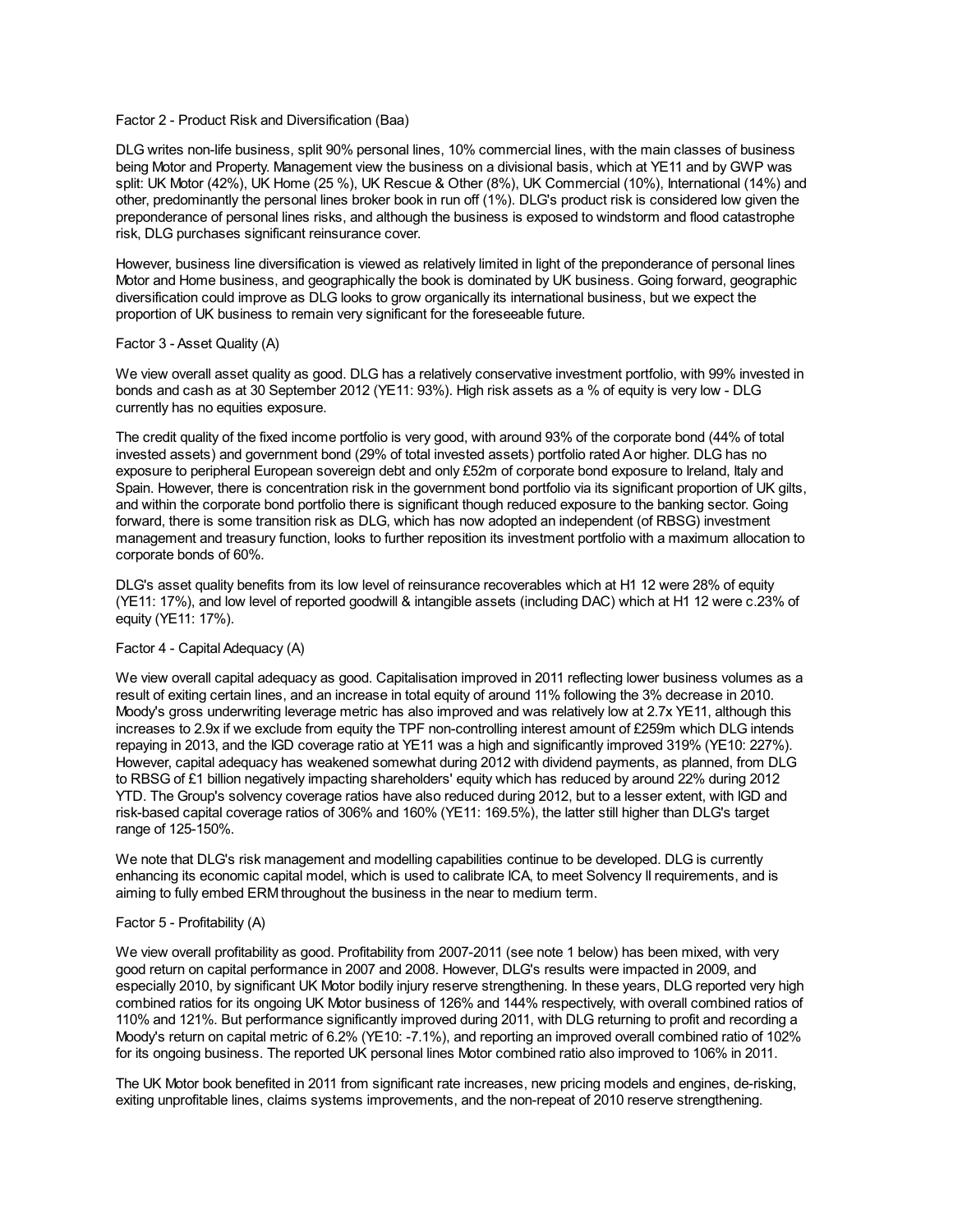Factor 2 - Product Risk and Diversification (Baa)

DLG writes non-life business, split 90% personal lines, 10% commercial lines, with the main classes of business being Motor and Property. Management view the business on a divisional basis, which at YE11 and by GWP was split: UK Motor (42%), UK Home (25 %), UK Rescue & Other (8%), UK Commercial (10%), International (14%) and other, predominantly the personal lines broker book in run off (1%). DLG's product risk is considered low given the preponderance of personal lines risks, and although the business is exposed to windstorm and flood catastrophe risk, DLG purchases significant reinsurance cover.

However, business line diversification is viewed as relatively limited in light of the preponderance of personal lines Motor and Home business, and geographically the book is dominated by UK business. Going forward, geographic diversification could improve as DLG looks to grow organically its international business, but we expect the proportion of UK business to remain very significant for the foreseeable future.

Factor 3 - Asset Quality (A)

We view overall asset quality as good. DLG has a relatively conservative investment portfolio, with 99% invested in bonds and cash as at 30 September 2012 (YE11: 93%). High risk assets as a % of equity is very low - DLG currently has no equities exposure.

The credit quality of the fixed income portfolio is very good, with around 93% of the corporate bond (44% of total invested assets) and government bond (29% of total invested assets) portfolio rated A or higher. DLG has no exposure to peripheral European sovereign debt and only £52m of corporate bond exposure to Ireland, Italy and Spain. However, there is concentration risk in the government bond portfolio via its significant proportion of UK gilts, and within the corporate bond portfolio there is significant though reduced exposure to the banking sector. Going forward, there is some transition risk as DLG, which has now adopted an independent (of RBSG) investment management and treasury function, looks to further reposition its investment portfolio with a maximum allocation to corporate bonds of 60%.

DLG's asset quality benefits from its low level of reinsurance recoverables which at H1 12 were 28% of equity (YE11: 17%), and low level of reported goodwill & intangible assets (including DAC) which at H1 12 were c.23% of equity (YE11: 17%).

Factor 4 - Capital Adequacy (A)

We view overall capital adequacy as good. Capitalisation improved in 2011 reflecting lower business volumes as a result of exiting certain lines, and an increase in total equity of around 11% following the 3% decrease in 2010. Moody's gross underwriting leverage metric has also improved and was relatively low at 2.7x YE11, although this increases to 2.9x if we exclude from equity the TPF non-controlling interest amount of £259m which DLG intends repaying in 2013, and the IGD coverage ratio at YE11 was a high and significantly improved 319% (YE10: 227%). However, capital adequacy has weakened somewhat during 2012 with dividend payments, as planned, from DLG to RBSG of £1 billion negatively impacting shareholders' equity which has reduced by around 22% during 2012 YTD. The Group's solvency coverage ratios have also reduced during 2012, but to a lesser extent, with IGD and risk-based capital coverage ratios of 306% and 160% (YE11: 169.5%), the latter still higher than DLG's target range of 125-150%.

We note that DLG's risk management and modelling capabilities continue to be developed. DLG is currently enhancing its economic capital model, which is used to calibrate ICA, to meet Solvency II requirements, and is aiming to fully embed ERM throughout the business in the near to medium term.

Factor 5 - Profitability (A)

We view overall profitability as good. Profitability from 2007-2011 (see note 1 below) has been mixed, with very good return on capital performance in 2007 and 2008. However, DLG's results were impacted in 2009, and especially 2010, by significant UK Motor bodily injury reserve strengthening. In these years, DLG reported very high combined ratios for its ongoing UK Motor business of 126% and 144% respectively, with overall combined ratios of 110% and 121%. But performance significantly improved during 2011, with DLG returning to profit and recording a Moody's return on capital metric of 6.2% (YE10: -7.1%), and reporting an improved overall combined ratio of 102% for its ongoing business. The reported UK personal lines Motor combined ratio also improved to 106% in 2011.

The UK Motor book benefited in 2011 from significant rate increases, new pricing models and engines, de-risking, exiting unprofitable lines, claims systems improvements, and the non-repeat of 2010 reserve strengthening.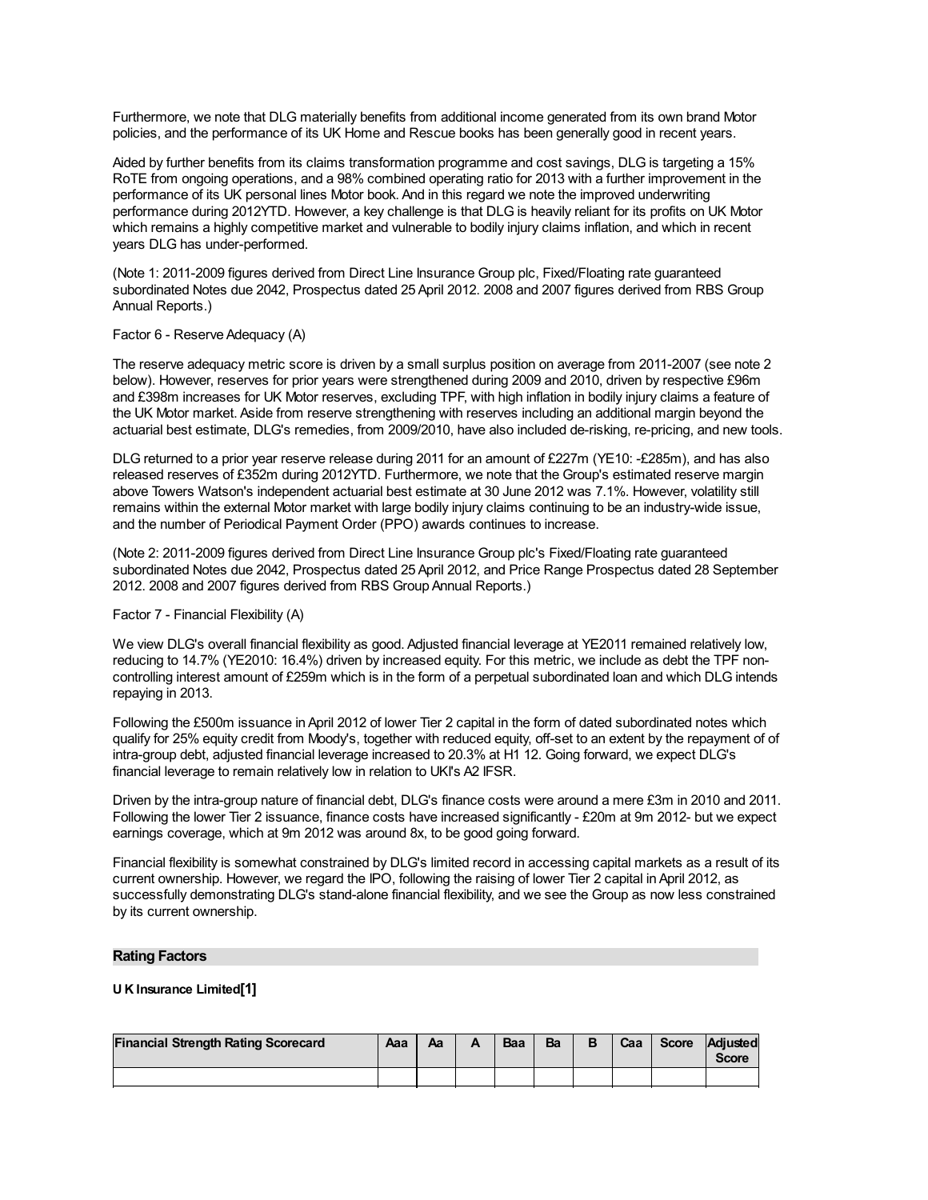Furthermore, we note that DLG materially benefits from additional income generated from its own brand Motor policies, and the performance of its UK Home and Rescue books has been generally good in recent years.

Aided by further benefits from its claims transformation programme and cost savings, DLG is targeting a 15% RoTE from ongoing operations, and a 98% combined operating ratio for 2013 with a further improvement in the performance of its UK personal lines Motor book. And in this regard we note the improved underwriting performance during 2012YTD. However, a key challenge is that DLG is heavily reliant for its profits on UK Motor which remains a highly competitive market and vulnerable to bodily injury claims inflation, and which in recent years DLG has under-performed.

(Note 1: 2011-2009 figures derived from Direct Line Insurance Group plc, Fixed/Floating rate guaranteed subordinated Notes due 2042, Prospectus dated 25 April 2012. 2008 and 2007 figures derived from RBS Group Annual Reports.)

Factor 6 - Reserve Adequacy (A)

The reserve adequacy metric score is driven by a small surplus position on average from 2011-2007 (see note 2 below). However, reserves for prior years were strengthened during 2009 and 2010, driven by respective £96m and £398m increases for UK Motor reserves, excluding TPF, with high inflation in bodily injury claims a feature of the UK Motor market. Aside from reserve strengthening with reserves including an additional margin beyond the actuarial best estimate, DLG's remedies, from 2009/2010, have also included de-risking, re-pricing, and new tools.

DLG returned to a prior year reserve release during 2011 for an amount of £227m (YE10: -£285m), and has also released reserves of £352m during 2012YTD. Furthermore, we note that the Group's estimated reserve margin above Towers Watson's independent actuarial best estimate at 30 June 2012 was 7.1%. However, volatility still remains within the external Motor market with large bodily injury claims continuing to be an industry-wide issue, and the number of Periodical Payment Order (PPO) awards continues to increase.

(Note 2: 2011-2009 figures derived from Direct Line Insurance Group plc's Fixed/Floating rate guaranteed subordinated Notes due 2042, Prospectus dated 25 April 2012, and Price Range Prospectus dated 28 September 2012. 2008 and 2007 figures derived from RBS Group Annual Reports.)

Factor 7 - Financial Flexibility (A)

We view DLG's overall financial flexibility as good. Adjusted financial leverage at YE2011 remained relatively low, reducing to 14.7% (YE2010: 16.4%) driven by increased equity. For this metric, we include as debt the TPF non-controlling interest amount of £259m which is in the form of a perpetual subordinated loan and which DLG intends repaying in 2013.

Following the £500m issuance in April 2012 of lower Tier 2 capital in the form of dated subordinated notes which qualify for 25% equity credit from Moody's, together with reduced equity, off-set to an extent by the repayment of of intra-group debt, adjusted financial leverage increased to 20.3% at H1 12. Going forward, we expect DLG's financial leverage to remain relatively low in relation to UKI's A2 IFSR.

Driven by the intra-group nature of financial debt, DLG's finance costs were around a mere £3m in 2010 and 2011. Following the lower Tier 2 issuance, finance costs have increased significantly - £20m at 9m 2012- but we expect earnings coverage, which at 9m 2012 was around 8x, to be good going forward.

Financial flexibility is somewhat constrained by DLG's limited record in accessing capital markets as a result of its current ownership. However, we regard the IPO, following the raising of lower Tier 2 capital in April 2012, as successfully demonstrating DLG's stand-alone financial flexibility, and we see the Group as now less constrained by its current ownership.

## Rating Factors

**U K Insurance Limited[1]**

| Financial Strength Rating Scorecard | Aaa | Aa | A | Baa | Ba | B | Caa | Score | Adjusted Score |
|---|---|---|---|---|---|---|---|---|---|
| | | | | | | | | | |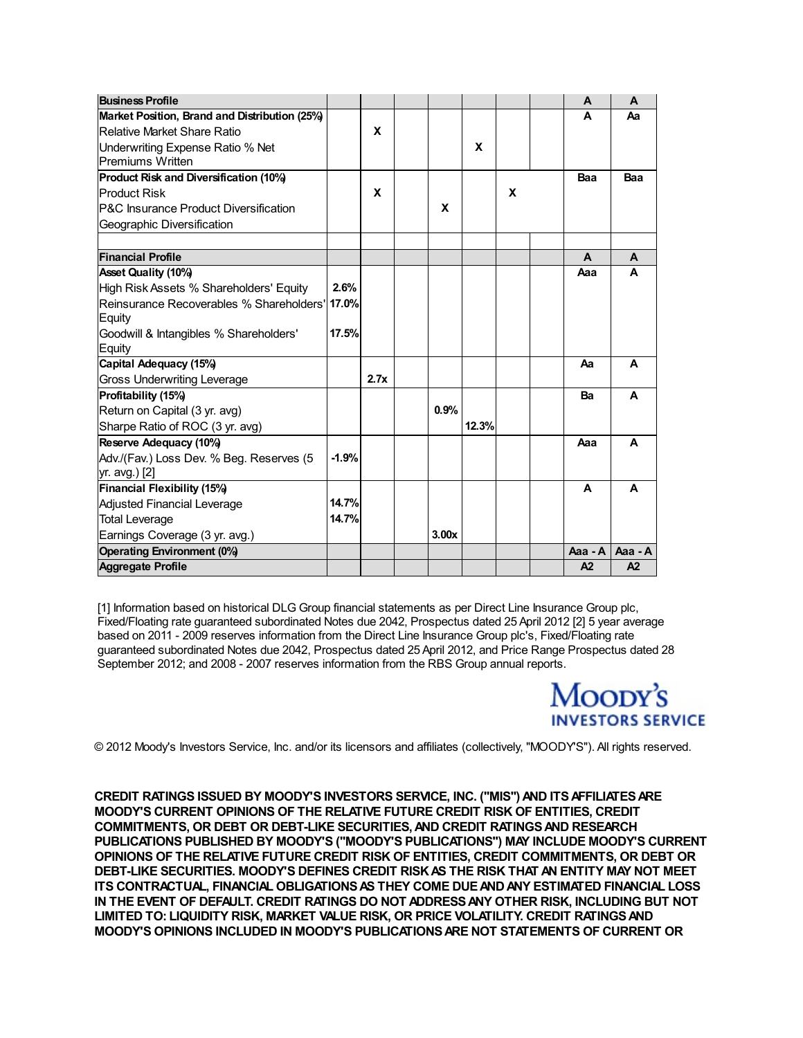| Business Profile | | | | | | | | A | A |
|---|---|---|---|---|---|---|---|---|---|
| **Market Position, Brand and Distribution (25%)** | | | | | | | | A | Aa |
| Relative Market Share Ratio | | X | | | | | | | |
| Underwriting Expense Ratio % Net Premiums Written | | | | | X | | | | |
| **Product Risk and Diversification (10%)** | | | | | | | | Baa | Baa |
| Product Risk | | X | | | | | | | |
| P&C Insurance Product Diversification | | | | X | | | | | |
| Geographic Diversification | | | | | | X | | | |
| | | | | | | | | | |
| **Financial Profile** | | | | | | | | A | A |
| **Asset Quality (10%)** | | | | | | | | Aaa | A |
| High Risk Assets % Shareholders' Equity | 2.6% | | | | | | | | |
| Reinsurance Recoverables % Shareholders' Equity | 17.0% | | | | | | | | |
| Goodwill & Intangibles % Shareholders' Equity | 17.5% | | | | | | | | |
| **Capital Adequacy (15%)** | | | | | | | | Aa | A |
| Gross Underwriting Leverage | | 2.7x | | | | | | | |
| **Profitability (15%)** | | | | | | | | Ba | A |
| Return on Capital (3 yr. avg) | | | | 0.9% | | | | | |
| Sharpe Ratio of ROC (3 yr. avg) | | | | | 12.3% | | | | |
| **Reserve Adequacy (10%)** | | | | | | | | Aaa | A |
| Adv./(Fav.) Loss Dev. % Beg. Reserves (5 yr. avg.) [2] | -1.9% | | | | | | | | |
| **Financial Flexibility (15%)** | | | | | | | | A | A |
| Adjusted Financial Leverage | 14.7% | | | | | | | | |
| Total Leverage | 14.7% | | | | | | | | |
| Earnings Coverage (3 yr. avg.) | | | | 3.00x | | | | | |
| **Operating Environment (0%)** | | | | | | | | Aaa - A | Aaa - A |
| **Aggregate Profile** | | | | | | | | A2 | A2 |

[1] Information based on historical DLG Group financial statements as per Direct Line Insurance Group plc, Fixed/Floating rate guaranteed subordinated Notes due 2042, Prospectus dated 25 April 2012 [2] 5 year average based on 2011 - 2009 reserves information from the Direct Line Insurance Group plc's, Fixed/Floating rate guaranteed subordinated Notes due 2042, Prospectus dated 25 April 2012, and Price Range Prospectus dated 28 September 2012; and 2008 - 2007 reserves information from the RBS Group annual reports.

Moody's INVESTORS SERVICE

© 2012 Moody's Investors Service, Inc. and/or its licensors and affiliates (collectively, "MOODY'S"). All rights reserved.

**CREDIT RATINGS ISSUED BY MOODY'S INVESTORS SERVICE, INC. ("MIS") AND ITS AFFILIATES ARE MOODY'S CURRENT OPINIONS OF THE RELATIVE FUTURE CREDIT RISK OF ENTITIES, CREDIT COMMITMENTS, OR DEBT OR DEBT-LIKE SECURITIES, AND CREDIT RATINGS AND RESEARCH PUBLICATIONS PUBLISHED BY MOODY'S ("MOODY'S PUBLICATIONS") MAY INCLUDE MOODY'S CURRENT OPINIONS OF THE RELATIVE FUTURE CREDIT RISK OF ENTITIES, CREDIT COMMITMENTS, OR DEBT OR DEBT-LIKE SECURITIES. MOODY'S DEFINES CREDIT RISK AS THE RISK THAT AN ENTITY MAY NOT MEET ITS CONTRACTUAL, FINANCIAL OBLIGATIONS AS THEY COME DUE AND ANY ESTIMATED FINANCIAL LOSS IN THE EVENT OF DEFAULT. CREDIT RATINGS DO NOT ADDRESS ANY OTHER RISK, INCLUDING BUT NOT LIMITED TO: LIQUIDITY RISK, MARKET VALUE RISK, OR PRICE VOLATILITY. CREDIT RATINGS AND MOODY'S OPINIONS INCLUDED IN MOODY'S PUBLICATIONS ARE NOT STATEMENTS OF CURRENT OR**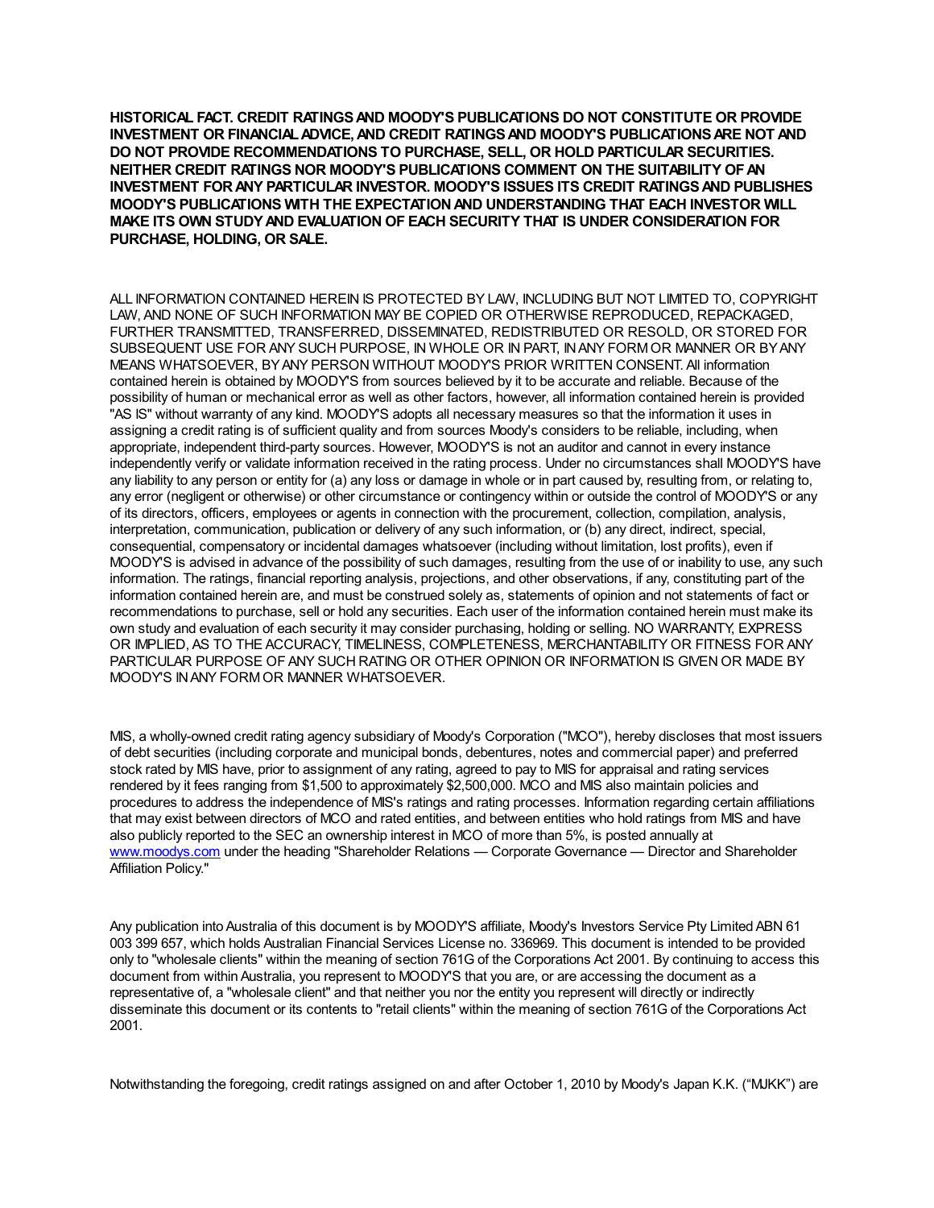**HISTORICAL FACT. CREDIT RATINGS AND MOODY'S PUBLICATIONS DO NOT CONSTITUTE OR PROVIDE INVESTMENT OR FINANCIAL ADVICE, AND CREDIT RATINGS AND MOODY'S PUBLICATIONS ARE NOT AND DO NOT PROVIDE RECOMMENDATIONS TO PURCHASE, SELL, OR HOLD PARTICULAR SECURITIES. NEITHER CREDIT RATINGS NOR MOODY'S PUBLICATIONS COMMENT ON THE SUITABILITY OF AN INVESTMENT FOR ANY PARTICULAR INVESTOR. MOODY'S ISSUES ITS CREDIT RATINGS AND PUBLISHES MOODY'S PUBLICATIONS WITH THE EXPECTATION AND UNDERSTANDING THAT EACH INVESTOR WILL MAKE ITS OWN STUDY AND EVALUATION OF EACH SECURITY THAT IS UNDER CONSIDERATION FOR PURCHASE, HOLDING, OR SALE.**

ALL INFORMATION CONTAINED HEREIN IS PROTECTED BY LAW, INCLUDING BUT NOT LIMITED TO, COPYRIGHT LAW, AND NONE OF SUCH INFORMATION MAY BE COPIED OR OTHERWISE REPRODUCED, REPACKAGED, FURTHER TRANSMITTED, TRANSFERRED, DISSEMINATED, REDISTRIBUTED OR RESOLD, OR STORED FOR SUBSEQUENT USE FOR ANY SUCH PURPOSE, IN WHOLE OR IN PART, IN ANY FORM OR MANNER OR BY ANY MEANS WHATSOEVER, BY ANY PERSON WITHOUT MOODY'S PRIOR WRITTEN CONSENT. All information contained herein is obtained by MOODY'S from sources believed by it to be accurate and reliable. Because of the possibility of human or mechanical error as well as other factors, however, all information contained herein is provided "AS IS" without warranty of any kind. MOODY'S adopts all necessary measures so that the information it uses in assigning a credit rating is of sufficient quality and from sources Moody's considers to be reliable, including, when appropriate, independent third-party sources. However, MOODY'S is not an auditor and cannot in every instance independently verify or validate information received in the rating process. Under no circumstances shall MOODY'S have any liability to any person or entity for (a) any loss or damage in whole or in part caused by, resulting from, or relating to, any error (negligent or otherwise) or other circumstance or contingency within or outside the control of MOODY'S or any of its directors, officers, employees or agents in connection with the procurement, collection, compilation, analysis, interpretation, communication, publication or delivery of any such information, or (b) any direct, indirect, special, consequential, compensatory or incidental damages whatsoever (including without limitation, lost profits), even if MOODY'S is advised in advance of the possibility of such damages, resulting from the use of or inability to use, any such information. The ratings, financial reporting analysis, projections, and other observations, if any, constituting part of the information contained herein are, and must be construed solely as, statements of opinion and not statements of fact or recommendations to purchase, sell or hold any securities. Each user of the information contained herein must make its own study and evaluation of each security it may consider purchasing, holding or selling. NO WARRANTY, EXPRESS OR IMPLIED, AS TO THE ACCURACY, TIMELINESS, COMPLETENESS, MERCHANTABILITY OR FITNESS FOR ANY PARTICULAR PURPOSE OF ANY SUCH RATING OR OTHER OPINION OR INFORMATION IS GIVEN OR MADE BY MOODY'S IN ANY FORM OR MANNER WHATSOEVER.

MIS, a wholly-owned credit rating agency subsidiary of Moody's Corporation ("MCO"), hereby discloses that most issuers of debt securities (including corporate and municipal bonds, debentures, notes and commercial paper) and preferred stock rated by MIS have, prior to assignment of any rating, agreed to pay to MIS for appraisal and rating services rendered by it fees ranging from $1,500 to approximately $2,500,000. MCO and MIS also maintain policies and procedures to address the independence of MIS's ratings and rating processes. Information regarding certain affiliations that may exist between directors of MCO and rated entities, and between entities who hold ratings from MIS and have also publicly reported to the SEC an ownership interest in MCO of more than 5%, is posted annually at www.moodys.com under the heading "Shareholder Relations — Corporate Governance — Director and Shareholder Affiliation Policy."

Any publication into Australia of this document is by MOODY'S affiliate, Moody's Investors Service Pty Limited ABN 61 003 399 657, which holds Australian Financial Services License no. 336969. This document is intended to be provided only to "wholesale clients" within the meaning of section 761G of the Corporations Act 2001. By continuing to access this document from within Australia, you represent to MOODY'S that you are, or are accessing the document as a representative of, a "wholesale client" and that neither you nor the entity you represent will directly or indirectly disseminate this document or its contents to "retail clients" within the meaning of section 761G of the Corporations Act 2001.

Notwithstanding the foregoing, credit ratings assigned on and after October 1, 2010 by Moody's Japan K.K. ("MJKK") are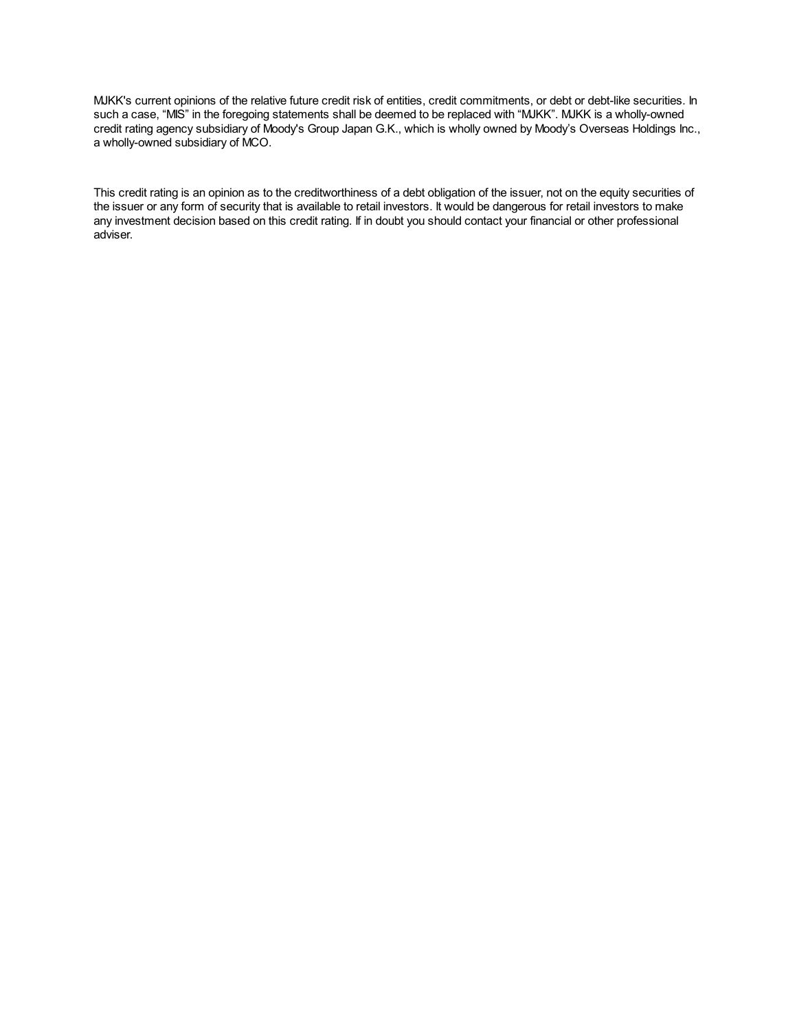MJKK's current opinions of the relative future credit risk of entities, credit commitments, or debt or debt-like securities. In such a case, “MIS” in the foregoing statements shall be deemed to be replaced with “MJKK”. MJKK is a wholly-owned credit rating agency subsidiary of Moody's Group Japan G.K., which is wholly owned by Moody’s Overseas Holdings Inc., a wholly-owned subsidiary of MCO.

This credit rating is an opinion as to the creditworthiness of a debt obligation of the issuer, not on the equity securities of the issuer or any form of security that is available to retail investors. It would be dangerous for retail investors to make any investment decision based on this credit rating. If in doubt you should contact your financial or other professional adviser.